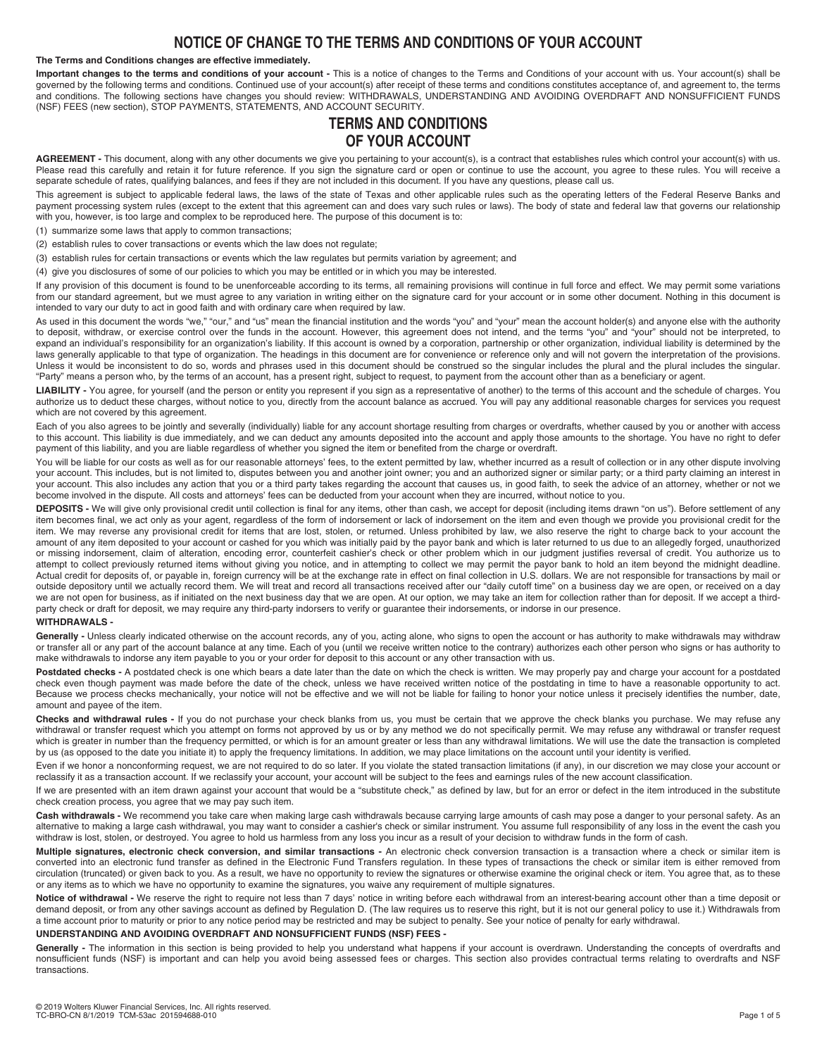# NOTICE OF CHANGE TO THE TERMS AND CONDITIONS OF YOUR ACCOUNT

**The Terms and Conditions changes are effective immediately.**

**Important changes to the terms and conditions of your account -** This is a notice of changes to the Terms and Conditions of your account with us. Your account(s) shall be governed by the following terms and conditions. Continued use of your account(s) after receipt of these terms and conditions constitutes acceptance of, and agreement to, the terms and conditions. The following sections have changes you should review: WITHDRAWALS, UNDERSTANDING AND AVOIDING OVERDRAFT AND NONSUFFICIENT FUNDS (NSF) FEES (new section), STOP PAYMENTS, STATEMENTS, AND ACCOUNT SECURITY.

## TERMS AND CONDITIONS OF YOUR ACCOUNT

**AGREEMENT -** This document, along with any other documents we give you pertaining to your account(s), is a contract that establishes rules which control your account(s) with us. Please read this carefully and retain it for future reference. If you sign the signature card or open or continue to use the account, you agree to these rules. You will receive a separate schedule of rates, qualifying balances, and fees if they are not included in this document. If you have any questions, please call us.

This agreement is subject to applicable federal laws, the laws of the state of Texas and other applicable rules such as the operating letters of the Federal Reserve Banks and payment processing system rules (except to the extent that this agreement can and does vary such rules or laws). The body of state and federal law that governs our relationship with you, however, is too large and complex to be reproduced here. The purpose of this document is to:

(1) summarize some laws that apply to common transactions;

(2) establish rules to cover transactions or events which the law does not regulate;

(3) establish rules for certain transactions or events which the law regulates but permits variation by agreement; and

(4) give you disclosures of some of our policies to which you may be entitled or in which you may be interested.

If any provision of this document is found to be unenforceable according to its terms, all remaining provisions will continue in full force and effect. We may permit some variations from our standard agreement, but we must agree to any variation in writing either on the signature card for your account or in some other document. Nothing in this document is intended to vary our duty to act in good faith and with ordinary care when required by law.

As used in this document the words "we," "our," and "us" mean the financial institution and the words "you" and "your" mean the account holder(s) and anyone else with the authority to deposit, withdraw, or exercise control over the funds in the account. However, this agreement does not intend, and the terms "you" and "your" should not be interpreted, to expand an individual's responsibility for an organization's liability. If this account is owned by a corporation, partnership or other organization, individual liability is determined by the laws generally applicable to that type of organization. The headings in this document are for convenience or reference only and will not govern the interpretation of the provisions. Unless it would be inconsistent to do so, words and phrases used in this document should be construed so the singular includes the plural and the plural includes the singular. "Party" means a person who, by the terms of an account, has a present right, subject to request, to payment from the account other than as a beneficiary or agent.

**LIABILITY -** You agree, for yourself (and the person or entity you represent if you sign as a representative of another) to the terms of this account and the schedule of charges. You authorize us to deduct these charges, without notice to you, directly from the account balance as accrued. You will pay any additional reasonable charges for services you request which are not covered by this agreement.

Each of you also agrees to be jointly and severally (individually) liable for any account shortage resulting from charges or overdrafts, whether caused by you or another with access to this account. This liability is due immediately, and we can deduct any amounts deposited into the account and apply those amounts to the shortage. You have no right to defer payment of this liability, and you are liable regardless of whether you signed the item or benefited from the charge or overdraft.

You will be liable for our costs as well as for our reasonable attorneys' fees, to the extent permitted by law, whether incurred as a result of collection or in any other dispute involving your account. This includes, but is not limited to, disputes between you and another joint owner; you and an authorized signer or similar party; or a third party claiming an interest in your account. This also includes any action that you or a third party takes regarding the account that causes us, in good faith, to seek the advice of an attorney, whether or not we become involved in the dispute. All costs and attorneys' fees can be deducted from your account when they are incurred, without notice to you.

**DEPOSITS -** We will give only provisional credit until collection is final for any items, other than cash, we accept for deposit (including items drawn "on us"). Before settlement of any item becomes final, we act only as your agent, regardless of the form of indorsement or lack of indorsement on the item and even though we provide you provisional credit for the item. We may reverse any provisional credit for items that are lost, stolen, or returned. Unless prohibited by law, we also reserve the right to charge back to your account the amount of any item deposited to your account or cashed for you which was initially paid by the payor bank and which is later returned to us due to an allegedly forged, unauthorized or missing indorsement, claim of alteration, encoding error, counterfeit cashier's check or other problem which in our judgment justifies reversal of credit. You authorize us to attempt to collect previously returned items without giving you notice, and in attempting to collect we may permit the payor bank to hold an item beyond the midnight deadline. Actual credit for deposits of, or payable in, foreign currency will be at the exchange rate in effect on final collection in U.S. dollars. We are not responsible for transactions by mail or outside depository until we actually record them. We will treat and record all transactions received after our "daily cutoff time" on a business day we are open, or received on a day we are not open for business, as if initiated on the next business day that we are open. At our option, we may take an item for collection rather than for deposit. If we accept a third-party check or draft for deposit, we may require any third-party indorsers to verify or guarantee their indorsements, or indorse in our presence.

**WITHDRAWALS -**

**Generally -** Unless clearly indicated otherwise on the account records, any of you, acting alone, who signs to open the account or has authority to make withdrawals may withdraw or transfer all or any part of the account balance at any time. Each of you (until we receive written notice to the contrary) authorizes each other person who signs or has authority to make withdrawals to indorse any item payable to you or your order for deposit to this account or any other transaction with us.

**Postdated checks -** A postdated check is one which bears a date later than the date on which the check is written. We may properly pay and charge your account for a postdated check even though payment was made before the date of the check, unless we have received written notice of the postdating in time to have a reasonable opportunity to act. Because we process checks mechanically, your notice will not be effective and we will not be liable for failing to honor your notice unless it precisely identifies the number, date, amount and payee of the item.

**Checks and withdrawal rules -** If you do not purchase your check blanks from us, you must be certain that we approve the check blanks you purchase. We may refuse any withdrawal or transfer request which you attempt on forms not approved by us or by any method we do not specifically permit. We may refuse any withdrawal or transfer request which is greater in number than the frequency permitted, or which is for an amount greater or less than any withdrawal limitations. We will use the date the transaction is completed by us (as opposed to the date you initiate it) to apply the frequency limitations. In addition, we may place limitations on the account until your identity is verified.

Even if we honor a nonconforming request, we are not required to do so later. If you violate the stated transaction limitations (if any), in our discretion we may close your account or reclassify it as a transaction account. If we reclassify your account, your account will be subject to the fees and earnings rules of the new account classification.

If we are presented with an item drawn against your account that would be a "substitute check," as defined by law, but for an error or defect in the item introduced in the substitute check creation process, you agree that we may pay such item.

**Cash withdrawals -** We recommend you take care when making large cash withdrawals because carrying large amounts of cash may pose a danger to your personal safety. As an alternative to making a large cash withdrawal, you may want to consider a cashier's check or similar instrument. You assume full responsibility of any loss in the event the cash you withdraw is lost, stolen, or destroyed. You agree to hold us harmless from any loss you incur as a result of your decision to withdraw funds in the form of cash.

**Multiple signatures, electronic check conversion, and similar transactions -** An electronic check conversion transaction is a transaction where a check or similar item is converted into an electronic fund transfer as defined in the Electronic Fund Transfers regulation. In these types of transactions the check or similar item is either removed from circulation (truncated) or given back to you. As a result, we have no opportunity to review the signatures or otherwise examine the original check or item. You agree that, as to these or any items as to which we have no opportunity to examine the signatures, you waive any requirement of multiple signatures.

**Notice of withdrawal -** We reserve the right to require not less than 7 days' notice in writing before each withdrawal from an interest-bearing account other than a time deposit or demand deposit, or from any other savings account as defined by Regulation D. (The law requires us to reserve this right, but it is not our general policy to use it.) Withdrawals from a time account prior to maturity or prior to any notice period may be restricted and may be subject to penalty. See your notice of penalty for early withdrawal.

**UNDERSTANDING AND AVOIDING OVERDRAFT AND NONSUFFICIENT FUNDS (NSF) FEES -**

**Generally -** The information in this section is being provided to help you understand what happens if your account is overdrawn. Understanding the concepts of overdrafts and nonsufficient funds (NSF) is important and can help you avoid being assessed fees or charges. This section also provides contractual terms relating to overdrafts and NSF transactions.

© 2019 Wolters Kluwer Financial Services, Inc. All rights reserved.
TC-BRO-CN 8/1/2019 TCM-53ac 201594688-010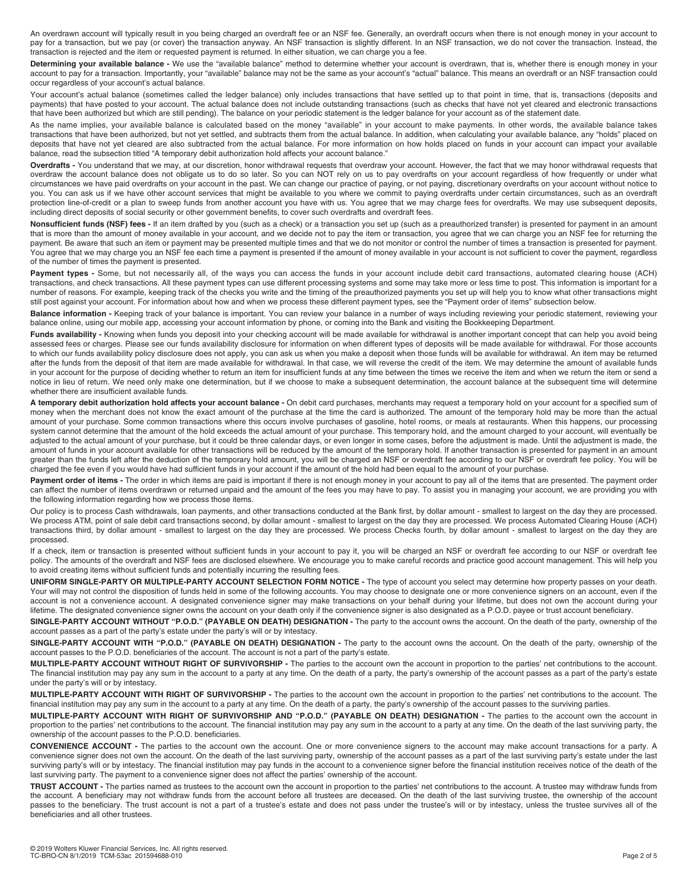An overdrawn account will typically result in you being charged an overdraft fee or an NSF fee. Generally, an overdraft occurs when there is not enough money in your account to pay for a transaction, but we pay (or cover) the transaction anyway. An NSF transaction is slightly different. In an NSF transaction, we do not cover the transaction. Instead, the transaction is rejected and the item or requested payment is returned. In either situation, we can charge you a fee.

**Determining your available balance -** We use the "available balance" method to determine whether your account is overdrawn, that is, whether there is enough money in your account to pay for a transaction. Importantly, your "available" balance may not be the same as your account's "actual" balance. This means an overdraft or an NSF transaction could occur regardless of your account's actual balance.

Your account's actual balance (sometimes called the ledger balance) only includes transactions that have settled up to that point in time, that is, transactions (deposits and payments) that have posted to your account. The actual balance does not include outstanding transactions (such as checks that have not yet cleared and electronic transactions that have been authorized but which are still pending). The balance on your periodic statement is the ledger balance for your account as of the statement date.

As the name implies, your available balance is calculated based on the money "available" in your account to make payments. In other words, the available balance takes transactions that have been authorized, but not yet settled, and subtracts them from the actual balance. In addition, when calculating your available balance, any "holds" placed on deposits that have not yet cleared are also subtracted from the actual balance. For more information on how holds placed on funds in your account can impact your available balance, read the subsection titled "A temporary debit authorization hold affects your account balance."

**Overdrafts -** You understand that we may, at our discretion, honor withdrawal requests that overdraw your account. However, the fact that we may honor withdrawal requests that overdraw the account balance does not obligate us to do so later. So you can NOT rely on us to pay overdrafts on your account regardless of how frequently or under what circumstances we have paid overdrafts on your account in the past. We can change our practice of paying, or not paying, discretionary overdrafts on your account without notice to you. You can ask us if we have other account services that might be available to you where we commit to paying overdrafts under certain circumstances, such as an overdraft protection line-of-credit or a plan to sweep funds from another account you have with us. You agree that we may charge fees for overdrafts. We may use subsequent deposits, including direct deposits of social security or other government benefits, to cover such overdrafts and overdraft fees.

**Nonsufficient funds (NSF) fees -** If an item drafted by you (such as a check) or a transaction you set up (such as a preauthorized transfer) is presented for payment in an amount that is more than the amount of money available in your account, and we decide not to pay the item or transaction, you agree that we can charge you an NSF fee for returning the payment. Be aware that such an item or payment may be presented multiple times and that we do not monitor or control the number of times a transaction is presented for payment. You agree that we may charge you an NSF fee each time a payment is presented if the amount of money available in your account is not sufficient to cover the payment, regardless of the number of times the payment is presented.

**Payment types -** Some, but not necessarily all, of the ways you can access the funds in your account include debit card transactions, automated clearing house (ACH) transactions, and check transactions. All these payment types can use different processing systems and some may take more or less time to post. This information is important for a number of reasons. For example, keeping track of the checks you write and the timing of the preauthorized payments you set up will help you to know what other transactions might still post against your account. For information about how and when we process these different payment types, see the "Payment order of items" subsection below.

**Balance information -** Keeping track of your balance is important. You can review your balance in a number of ways including reviewing your periodic statement, reviewing your balance online, using our mobile app, accessing your account information by phone, or coming into the Bank and visiting the Bookkeeping Department.

**Funds availability -** Knowing when funds you deposit into your checking account will be made available for withdrawal is another important concept that can help you avoid being assessed fees or charges. Please see our funds availability disclosure for information on when different types of deposits will be made available for withdrawal. For those accounts to which our funds availability policy disclosure does not apply, you can ask us when you make a deposit when those funds will be available for withdrawal. An item may be returned after the funds from the deposit of that item are made available for withdrawal. In that case, we will reverse the credit of the item. We may determine the amount of available funds in your account for the purpose of deciding whether to return an item for insufficient funds at any time between the times we receive the item and when we return the item or send a notice in lieu of return. We need only make one determination, but if we choose to make a subsequent determination, the account balance at the subsequent time will determine whether there are insufficient available funds.

**A temporary debit authorization hold affects your account balance -** On debit card purchases, merchants may request a temporary hold on your account for a specified sum of money when the merchant does not know the exact amount of the purchase at the time the card is authorized. The amount of the temporary hold may be more than the actual amount of your purchase. Some common transactions where this occurs involve purchases of gasoline, hotel rooms, or meals at restaurants. When this happens, our processing system cannot determine that the amount of the hold exceeds the actual amount of your purchase. This temporary hold, and the amount charged to your account, will eventually be adjusted to the actual amount of your purchase, but it could be three calendar days, or even longer in some cases, before the adjustment is made. Until the adjustment is made, the amount of funds in your account available for other transactions will be reduced by the amount of the temporary hold. If another transaction is presented for payment in an amount greater than the funds left after the deduction of the temporary hold amount, you will be charged an NSF or overdraft fee according to our NSF or overdraft fee policy. You will be charged the fee even if you would have had sufficient funds in your account if the amount of the hold had been equal to the amount of your purchase.

**Payment order of items -** The order in which items are paid is important if there is not enough money in your account to pay all of the items that are presented. The payment order can affect the number of items overdrawn or returned unpaid and the amount of the fees you may have to pay. To assist you in managing your account, we are providing you with the following information regarding how we process those items.

Our policy is to process Cash withdrawals, loan payments, and other transactions conducted at the Bank first, by dollar amount - smallest to largest on the day they are processed. We process ATM, point of sale debit card transactions second, by dollar amount - smallest to largest on the day they are processed. We process Automated Clearing House (ACH) transactions third, by dollar amount - smallest to largest on the day they are processed. We process Checks fourth, by dollar amount - smallest to largest on the day they are processed.

If a check, item or transaction is presented without sufficient funds in your account to pay it, you will be charged an NSF or overdraft fee according to our NSF or overdraft fee policy. The amounts of the overdraft and NSF fees are disclosed elsewhere. We encourage you to make careful records and practice good account management. This will help you to avoid creating items without sufficient funds and potentially incurring the resulting fees.

**UNIFORM SINGLE-PARTY OR MULTIPLE-PARTY ACCOUNT SELECTION FORM NOTICE -** The type of account you select may determine how property passes on your death. Your will may not control the disposition of funds held in some of the following accounts. You may choose to designate one or more convenience signers on an account, even if the account is not a convenience account. A designated convenience signer may make transactions on your behalf during your lifetime, but does not own the account during your lifetime. The designated convenience signer owns the account on your death only if the convenience signer is also designated as a P.O.D. payee or trust account beneficiary.

**SINGLE-PARTY ACCOUNT WITHOUT "P.O.D." (PAYABLE ON DEATH) DESIGNATION -** The party to the account owns the account. On the death of the party, ownership of the account passes as a part of the party's estate under the party's will or by intestacy.

**SINGLE-PARTY ACCOUNT WITH "P.O.D." (PAYABLE ON DEATH) DESIGNATION -** The party to the account owns the account. On the death of the party, ownership of the account passes to the P.O.D. beneficiaries of the account. The account is not a part of the party's estate.

**MULTIPLE-PARTY ACCOUNT WITHOUT RIGHT OF SURVIVORSHIP -** The parties to the account own the account in proportion to the parties' net contributions to the account. The financial institution may pay any sum in the account to a party at any time. On the death of a party, the party's ownership of the account passes as a part of the party's estate under the party's will or by intestacy.

**MULTIPLE-PARTY ACCOUNT WITH RIGHT OF SURVIVORSHIP -** The parties to the account own the account in proportion to the parties' net contributions to the account. The financial institution may pay any sum in the account to a party at any time. On the death of a party, the party's ownership of the account passes to the surviving parties.

**MULTIPLE-PARTY ACCOUNT WITH RIGHT OF SURVIVORSHIP AND "P.O.D." (PAYABLE ON DEATH) DESIGNATION -** The parties to the account own the account in proportion to the parties' net contributions to the account. The financial institution may pay any sum in the account to a party at any time. On the death of the last surviving party, the ownership of the account passes to the P.O.D. beneficiaries.

**CONVENIENCE ACCOUNT -** The parties to the account own the account. One or more convenience signers to the account may make account transactions for a party. A convenience signer does not own the account. On the death of the last surviving party, ownership of the account passes as a part of the last surviving party's estate under the last surviving party's will or by intestacy. The financial institution may pay funds in the account to a convenience signer before the financial institution receives notice of the death of the last surviving party. The payment to a convenience signer does not affect the parties' ownership of the account.

**TRUST ACCOUNT -** The parties named as trustees to the account own the account in proportion to the parties' net contributions to the account. A trustee may withdraw funds from the account. A beneficiary may not withdraw funds from the account before all trustees are deceased. On the death of the last surviving trustee, the ownership of the account passes to the beneficiary. The trust account is not a part of a trustee's estate and does not pass under the trustee's will or by intestacy, unless the trustee survives all of the beneficiaries and all other trustees.

© 2019 Wolters Kluwer Financial Services, Inc. All rights reserved.
TC-BRO-CN 8/1/2019 TCM-53ac 201594688-010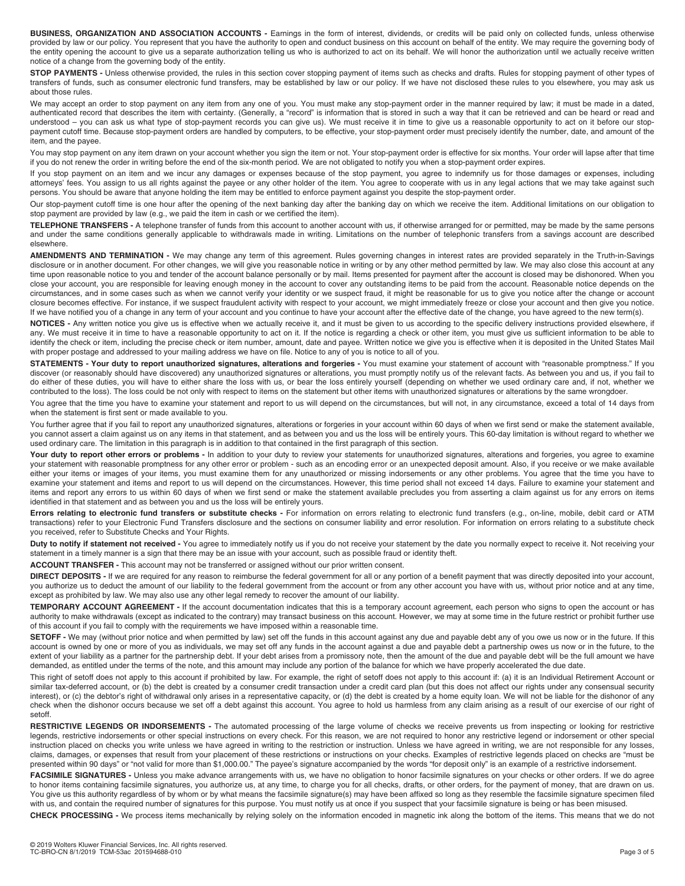**BUSINESS, ORGANIZATION AND ASSOCIATION ACCOUNTS -** Earnings in the form of interest, dividends, or credits will be paid only on collected funds, unless otherwise provided by law or our policy. You represent that you have the authority to open and conduct business on this account on behalf of the entity. We may require the governing body of the entity opening the account to give us a separate authorization telling us who is authorized to act on its behalf. We will honor the authorization until we actually receive written notice of a change from the governing body of the entity.

**STOP PAYMENTS -** Unless otherwise provided, the rules in this section cover stopping payment of items such as checks and drafts. Rules for stopping payment of other types of transfers of funds, such as consumer electronic fund transfers, may be established by law or our policy. If we have not disclosed these rules to you elsewhere, you may ask us about those rules.

We may accept an order to stop payment on any item from any one of you. You must make any stop-payment order in the manner required by law; it must be made in a dated, authenticated record that describes the item with certainty. (Generally, a "record" is information that is stored in such a way that it can be retrieved and can be heard or read and understood – you can ask us what type of stop-payment records you can give us). We must receive it in time to give us a reasonable opportunity to act on it before our stop-payment cutoff time. Because stop-payment orders are handled by computers, to be effective, your stop-payment order must precisely identify the number, date, and amount of the item, and the payee.

You may stop payment on any item drawn on your account whether you sign the item or not. Your stop-payment order is effective for six months. Your order will lapse after that time if you do not renew the order in writing before the end of the six-month period. We are not obligated to notify you when a stop-payment order expires.

If you stop payment on an item and we incur any damages or expenses because of the stop payment, you agree to indemnify us for those damages or expenses, including attorneys' fees. You assign to us all rights against the payee or any other holder of the item. You agree to cooperate with us in any legal actions that we may take against such persons. You should be aware that anyone holding the item may be entitled to enforce payment against you despite the stop-payment order.

Our stop-payment cutoff time is one hour after the opening of the next banking day after the banking day on which we receive the item. Additional limitations on our obligation to stop payment are provided by law (e.g., we paid the item in cash or we certified the item).

**TELEPHONE TRANSFERS -** A telephone transfer of funds from this account to another account with us, if otherwise arranged for or permitted, may be made by the same persons and under the same conditions generally applicable to withdrawals made in writing. Limitations on the number of telephonic transfers from a savings account are described elsewhere.

**AMENDMENTS AND TERMINATION -** We may change any term of this agreement. Rules governing changes in interest rates are provided separately in the Truth-in-Savings disclosure or in another document. For other changes, we will give you reasonable notice in writing or by any other method permitted by law. We may also close this account at any time upon reasonable notice to you and tender of the account balance personally or by mail. Items presented for payment after the account is closed may be dishonored. When you close your account, you are responsible for leaving enough money in the account to cover any outstanding items to be paid from the account. Reasonable notice depends on the circumstances, and in some cases such as when we cannot verify your identity or we suspect fraud, it might be reasonable for us to give you notice after the change or account closure becomes effective. For instance, if we suspect fraudulent activity with respect to your account, we might immediately freeze or close your account and then give you notice. If we have notified you of a change in any term of your account and you continue to have your account after the effective date of the change, you have agreed to the new term(s).

**NOTICES -** Any written notice you give us is effective when we actually receive it, and it must be given to us according to the specific delivery instructions provided elsewhere, if any. We must receive it in time to have a reasonable opportunity to act on it. If the notice is regarding a check or other item, you must give us sufficient information to be able to identify the check or item, including the precise check or item number, amount, date and payee. Written notice we give you is effective when it is deposited in the United States Mail with proper postage and addressed to your mailing address we have on file. Notice to any of you is notice to all of you.

**STATEMENTS - Your duty to report unauthorized signatures, alterations and forgeries -** You must examine your statement of account with "reasonable promptness." If you discover (or reasonably should have discovered) any unauthorized signatures or alterations, you must promptly notify us of the relevant facts. As between you and us, if you fail to do either of these duties, you will have to either share the loss with us, or bear the loss entirely yourself (depending on whether we used ordinary care and, if not, whether we contributed to the loss). The loss could be not only with respect to items on the statement but other items with unauthorized signatures or alterations by the same wrongdoer.

You agree that the time you have to examine your statement and report to us will depend on the circumstances, but will not, in any circumstance, exceed a total of 14 days from when the statement is first sent or made available to you.

You further agree that if you fail to report any unauthorized signatures, alterations or forgeries in your account within 60 days of when we first send or make the statement available, you cannot assert a claim against us on any items in that statement, and as between you and us the loss will be entirely yours. This 60-day limitation is without regard to whether we used ordinary care. The limitation in this paragraph is in addition to that contained in the first paragraph of this section.

**Your duty to report other errors or problems -** In addition to your duty to review your statements for unauthorized signatures, alterations and forgeries, you agree to examine your statement with reasonable promptness for any other error or problem - such as an encoding error or an unexpected deposit amount. Also, if you receive or we make available either your items or images of your items, you must examine them for any unauthorized or missing indorsements or any other problems. You agree that the time you have to examine your statement and items and report to us will depend on the circumstances. However, this time period shall not exceed 14 days. Failure to examine your statement and items and report any errors to us within 60 days of when we first send or make the statement available precludes you from asserting a claim against us for any errors on items identified in that statement and as between you and us the loss will be entirely yours.

**Errors relating to electronic fund transfers or substitute checks -** For information on errors relating to electronic fund transfers (e.g., on-line, mobile, debit card or ATM transactions) refer to your Electronic Fund Transfers disclosure and the sections on consumer liability and error resolution. For information on errors relating to a substitute check you received, refer to Substitute Checks and Your Rights.

**Duty to notify if statement not received -** You agree to immediately notify us if you do not receive your statement by the date you normally expect to receive it. Not receiving your statement in a timely manner is a sign that there may be an issue with your account, such as possible fraud or identity theft.

**ACCOUNT TRANSFER -** This account may not be transferred or assigned without our prior written consent.

**DIRECT DEPOSITS -** If we are required for any reason to reimburse the federal government for all or any portion of a benefit payment that was directly deposited into your account, you authorize us to deduct the amount of our liability to the federal government from the account or from any other account you have with us, without prior notice and at any time, except as prohibited by law. We may also use any other legal remedy to recover the amount of our liability.

**TEMPORARY ACCOUNT AGREEMENT -** If the account documentation indicates that this is a temporary account agreement, each person who signs to open the account or has authority to make withdrawals (except as indicated to the contrary) may transact business on this account. However, we may at some time in the future restrict or prohibit further use of this account if you fail to comply with the requirements we have imposed within a reasonable time.

**SETOFF -** We may (without prior notice and when permitted by law) set off the funds in this account against any due and payable debt any of you owe us now or in the future. If this account is owned by one or more of you as individuals, we may set off any funds in the account against a due and payable debt a partnership owes us now or in the future, to the extent of your liability as a partner for the partnership debt. If your debt arises from a promissory note, then the amount of the due and payable debt will be the full amount we have demanded, as entitled under the terms of the note, and this amount may include any portion of the balance for which we have properly accelerated the due date.

This right of setoff does not apply to this account if prohibited by law. For example, the right of setoff does not apply to this account if: (a) it is an Individual Retirement Account or similar tax-deferred account, or (b) the debt is created by a consumer credit transaction under a credit card plan (but this does not affect our rights under any consensual security interest), or (c) the debtor's right of withdrawal only arises in a representative capacity, or (d) the debt is created by a home equity loan. We will not be liable for the dishonor of any check when the dishonor occurs because we set off a debt against this account. You agree to hold us harmless from any claim arising as a result of our exercise of our right of setoff.

**RESTRICTIVE LEGENDS OR INDORSEMENTS -** The automated processing of the large volume of checks we receive prevents us from inspecting or looking for restrictive legends, restrictive indorsements or other special instructions on every check. For this reason, we are not required to honor any restrictive legend or indorsement or other special instruction placed on checks you write unless we have agreed in writing to the restriction or instruction. Unless we have agreed in writing, we are not responsible for any losses, claims, damages, or expenses that result from your placement of these restrictions or instructions on your checks. Examples of restrictive legends placed on checks are "must be presented within 90 days" or "not valid for more than $1,000.00." The payee's signature accompanied by the words "for deposit only" is an example of a restrictive indorsement.

**FACSIMILE SIGNATURES -** Unless you make advance arrangements with us, we have no obligation to honor facsimile signatures on your checks or other orders. If we do agree to honor items containing facsimile signatures, you authorize us, at any time, to charge you for all checks, drafts, or other orders, for the payment of money, that are drawn on us. You give us this authority regardless of by whom or by what means the facsimile signature(s) may have been affixed so long as they resemble the facsimile signature specimen filed with us, and contain the required number of signatures for this purpose. You must notify us at once if you suspect that your facsimile signature is being or has been misused.

**CHECK PROCESSING -** We process items mechanically by relying solely on the information encoded in magnetic ink along the bottom of the items. This means that we do not

© 2019 Wolters Kluwer Financial Services, Inc. All rights reserved.
TC-BRO-CN 8/1/2019 TCM-53ac 201594688-010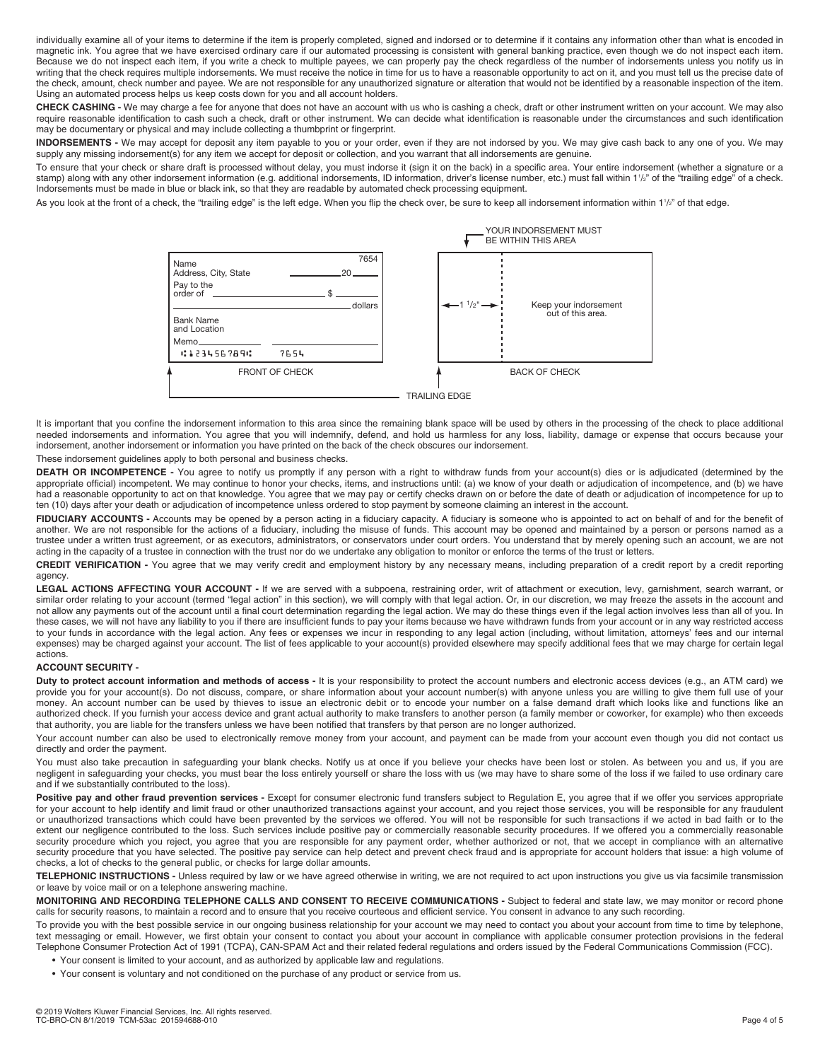individually examine all of your items to determine if the item is properly completed, signed and indorsed or to determine if it contains any information other than what is encoded in magnetic ink. You agree that we have exercised ordinary care if our automated processing is consistent with general banking practice, even though we do not inspect each item. Because we do not inspect each item, if you write a check to multiple payees, we can properly pay the check regardless of the number of indorsements unless you notify us in writing that the check requires multiple indorsements. We must receive the notice in time for us to have a reasonable opportunity to act on it, and you must tell us the precise date of the check, amount, check number and payee. We are not responsible for any unauthorized signature or alteration that would not be identified by a reasonable inspection of the item. Using an automated process helps us keep costs down for you and all account holders.

**CHECK CASHING -** We may charge a fee for anyone that does not have an account with us who is cashing a check, draft or other instrument written on your account. We may also require reasonable identification to cash such a check, draft or other instrument. We can decide what identification is reasonable under the circumstances and such identification may be documentary or physical and may include collecting a thumbprint or fingerprint.

**INDORSEMENTS -** We may accept for deposit any item payable to you or your order, even if they are not indorsed by you. We may give cash back to any one of you. We may supply any missing indorsement(s) for any item we accept for deposit or collection, and you warrant that all indorsements are genuine.

To ensure that your check or share draft is processed without delay, you must indorse it (sign it on the back) in a specific area. Your entire indorsement (whether a signature or a stamp) along with any other indorsement information (e.g. additional indorsements, ID information, driver's license number, etc.) must fall within 1½" of the "trailing edge" of a check. Indorsements must be made in blue or black ink, so that they are readable by automated check processing equipment.

As you look at the front of a check, the "trailing edge" is the left edge. When you flip the check over, be sure to keep all indorsement information within 1½" of that edge.

FRONT OF CHECK: Name / Address, City, State / 7654 / 20\_\_\_ / Pay to the order of \_\_\_ $ \_\_\_ / \_\_\_ dollars / Bank Name and Location / Memo\_\_\_ / ⑆123456789⑆ 7654

BACK OF CHECK: YOUR INDORSEMENT MUST BE WITHIN THIS AREA (1 ½") / Keep your indorsement out of this area.

TRAILING EDGE

It is important that you confine the indorsement information to this area since the remaining blank space will be used by others in the processing of the check to place additional needed indorsements and information. You agree that you will indemnify, defend, and hold us harmless for any loss, liability, damage or expense that occurs because your indorsement, another indorsement or information you have printed on the back of the check obscures our indorsement.

These indorsement guidelines apply to both personal and business checks.

**DEATH OR INCOMPETENCE -** You agree to notify us promptly if any person with a right to withdraw funds from your account(s) dies or is adjudicated (determined by the appropriate official) incompetent. We may continue to honor your checks, items, and instructions until: (a) we know of your death or adjudication of incompetence, and (b) we have had a reasonable opportunity to act on that knowledge. You agree that we may pay or certify checks drawn on or before the date of death or adjudication of incompetence for up to ten (10) days after your death or adjudication of incompetence unless ordered to stop payment by someone claiming an interest in the account.

**FIDUCIARY ACCOUNTS -** Accounts may be opened by a person acting in a fiduciary capacity. A fiduciary is someone who is appointed to act on behalf of and for the benefit of another. We are not responsible for the actions of a fiduciary, including the misuse of funds. This account may be opened and maintained by a person or persons named as a trustee under a written trust agreement, or as executors, administrators, or conservators under court orders. You understand that by merely opening such an account, we are not acting in the capacity of a trustee in connection with the trust nor do we undertake any obligation to monitor or enforce the terms of the trust or letters.

**CREDIT VERIFICATION -** You agree that we may verify credit and employment history by any necessary means, including preparation of a credit report by a credit reporting agency.

**LEGAL ACTIONS AFFECTING YOUR ACCOUNT -** If we are served with a subpoena, restraining order, writ of attachment or execution, levy, garnishment, search warrant, or similar order relating to your account (termed "legal action" in this section), we will comply with that legal action. Or, in our discretion, we may freeze the assets in the account and not allow any payments out of the account until a final court determination regarding the legal action. We may do these things even if the legal action involves less than all of you. In these cases, we will not have any liability to you if there are insufficient funds to pay your items because we have withdrawn funds from your account or in any way restricted access to your funds in accordance with the legal action. Any fees or expenses we incur in responding to any legal action (including, without limitation, attorneys' fees and our internal expenses) may be charged against your account. The list of fees applicable to your account(s) provided elsewhere may specify additional fees that we may charge for certain legal actions.

**ACCOUNT SECURITY -**

**Duty to protect account information and methods of access -** It is your responsibility to protect the account numbers and electronic access devices (e.g., an ATM card) we provide you for your account(s). Do not discuss, compare, or share information about your account number(s) with anyone unless you are willing to give them full use of your money. An account number can be used by thieves to issue an electronic debit or to encode your number on a false demand draft which looks like and functions like an authorized check. If you furnish your access device and grant actual authority to make transfers to another person (a family member or coworker, for example) who then exceeds that authority, you are liable for the transfers unless we have been notified that transfers by that person are no longer authorized.

Your account number can also be used to electronically remove money from your account, and payment can be made from your account even though you did not contact us directly and order the payment.

You must also take precaution in safeguarding your blank checks. Notify us at once if you believe your checks have been lost or stolen. As between you and us, if you are negligent in safeguarding your checks, you must bear the loss entirely yourself or share the loss with us (we may have to share some of the loss if we failed to use ordinary care and if we substantially contributed to the loss).

**Positive pay and other fraud prevention services -** Except for consumer electronic fund transfers subject to Regulation E, you agree that if we offer you services appropriate for your account to help identify and limit fraud or other unauthorized transactions against your account, and you reject those services, you will be responsible for any fraudulent or unauthorized transactions which could have been prevented by the services we offered. You will not be responsible for such transactions if we acted in bad faith or to the extent our negligence contributed to the loss. Such services include positive pay or commercially reasonable security procedures. If we offered you a commercially reasonable security procedure which you reject, you agree that you are responsible for any payment order, whether authorized or not, that we accept in compliance with an alternative security procedure that you have selected. The positive pay service can help detect and prevent check fraud and is appropriate for account holders that issue: a high volume of checks, a lot of checks to the general public, or checks for large dollar amounts.

**TELEPHONIC INSTRUCTIONS -** Unless required by law or we have agreed otherwise in writing, we are not required to act upon instructions you give us via facsimile transmission or leave by voice mail or on a telephone answering machine.

**MONITORING AND RECORDING TELEPHONE CALLS AND CONSENT TO RECEIVE COMMUNICATIONS -** Subject to federal and state law, we may monitor or record phone calls for security reasons, to maintain a record and to ensure that you receive courteous and efficient service. You consent in advance to any such recording.

To provide you with the best possible service in our ongoing business relationship for your account we may need to contact you about your account from time to time by telephone, text messaging or email. However, we first obtain your consent to contact you about your account in compliance with applicable consumer protection provisions in the federal Telephone Consumer Protection Act of 1991 (TCPA), CAN-SPAM Act and their related federal regulations and orders issued by the Federal Communications Commission (FCC).

- Your consent is limited to your account, and as authorized by applicable law and regulations.
- Your consent is voluntary and not conditioned on the purchase of any product or service from us.

© 2019 Wolters Kluwer Financial Services, Inc. All rights reserved.
TC-BRO-CN 8/1/2019 TCM-53ac 201594688-010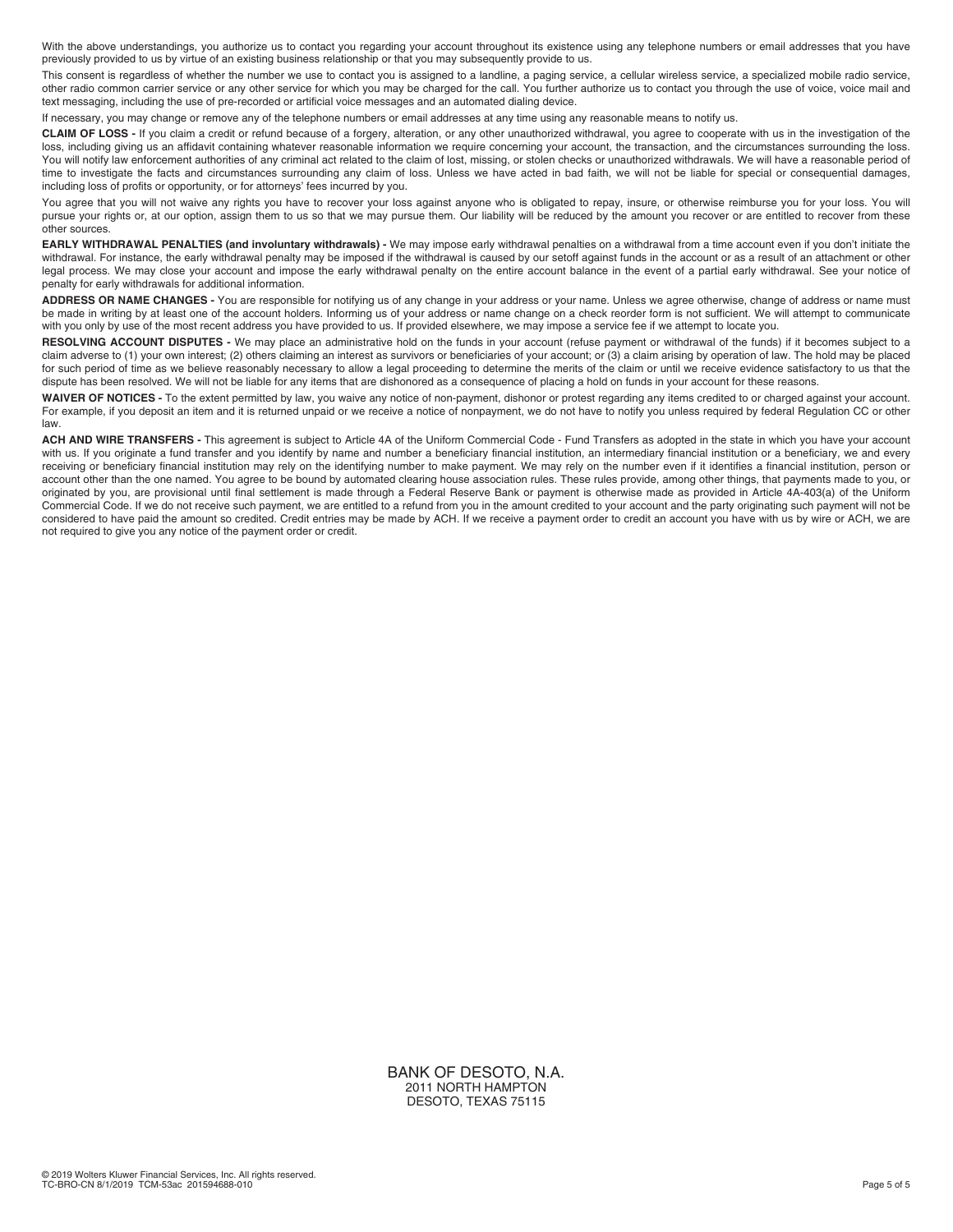With the above understandings, you authorize us to contact you regarding your account throughout its existence using any telephone numbers or email addresses that you have previously provided to us by virtue of an existing business relationship or that you may subsequently provide to us.

This consent is regardless of whether the number we use to contact you is assigned to a landline, a paging service, a cellular wireless service, a specialized mobile radio service, other radio common carrier service or any other service for which you may be charged for the call. You further authorize us to contact you through the use of voice, voice mail and text messaging, including the use of pre-recorded or artificial voice messages and an automated dialing device.

If necessary, you may change or remove any of the telephone numbers or email addresses at any time using any reasonable means to notify us.

**CLAIM OF LOSS -** If you claim a credit or refund because of a forgery, alteration, or any other unauthorized withdrawal, you agree to cooperate with us in the investigation of the loss, including giving us an affidavit containing whatever reasonable information we require concerning your account, the transaction, and the circumstances surrounding the loss. You will notify law enforcement authorities of any criminal act related to the claim of lost, missing, or stolen checks or unauthorized withdrawals. We will have a reasonable period of time to investigate the facts and circumstances surrounding any claim of loss. Unless we have acted in bad faith, we will not be liable for special or consequential damages, including loss of profits or opportunity, or for attorneys' fees incurred by you.

You agree that you will not waive any rights you have to recover your loss against anyone who is obligated to repay, insure, or otherwise reimburse you for your loss. You will pursue your rights or, at our option, assign them to us so that we may pursue them. Our liability will be reduced by the amount you recover or are entitled to recover from these other sources.

**EARLY WITHDRAWAL PENALTIES (and involuntary withdrawals) -** We may impose early withdrawal penalties on a withdrawal from a time account even if you don't initiate the withdrawal. For instance, the early withdrawal penalty may be imposed if the withdrawal is caused by our setoff against funds in the account or as a result of an attachment or other legal process. We may close your account and impose the early withdrawal penalty on the entire account balance in the event of a partial early withdrawal. See your notice of penalty for early withdrawals for additional information.

**ADDRESS OR NAME CHANGES -** You are responsible for notifying us of any change in your address or your name. Unless we agree otherwise, change of address or name must be made in writing by at least one of the account holders. Informing us of your address or name change on a check reorder form is not sufficient. We will attempt to communicate with you only by use of the most recent address you have provided to us. If provided elsewhere, we may impose a service fee if we attempt to locate you.

**RESOLVING ACCOUNT DISPUTES -** We may place an administrative hold on the funds in your account (refuse payment or withdrawal of the funds) if it becomes subject to a claim adverse to (1) your own interest; (2) others claiming an interest as survivors or beneficiaries of your account; or (3) a claim arising by operation of law. The hold may be placed for such period of time as we believe reasonably necessary to allow a legal proceeding to determine the merits of the claim or until we receive evidence satisfactory to us that the dispute has been resolved. We will not be liable for any items that are dishonored as a consequence of placing a hold on funds in your account for these reasons.

**WAIVER OF NOTICES -** To the extent permitted by law, you waive any notice of non-payment, dishonor or protest regarding any items credited to or charged against your account. For example, if you deposit an item and it is returned unpaid or we receive a notice of nonpayment, we do not have to notify you unless required by federal Regulation CC or other law.

**ACH AND WIRE TRANSFERS -** This agreement is subject to Article 4A of the Uniform Commercial Code - Fund Transfers as adopted in the state in which you have your account with us. If you originate a fund transfer and you identify by name and number a beneficiary financial institution, an intermediary financial institution or a beneficiary, we and every receiving or beneficiary financial institution may rely on the identifying number to make payment. We may rely on the number even if it identifies a financial institution, person or account other than the one named. You agree to be bound by automated clearing house association rules. These rules provide, among other things, that payments made to you, or originated by you, are provisional until final settlement is made through a Federal Reserve Bank or payment is otherwise made as provided in Article 4A-403(a) of the Uniform Commercial Code. If we do not receive such payment, we are entitled to a refund from you in the amount credited to your account and the party originating such payment will not be considered to have paid the amount so credited. Credit entries may be made by ACH. If we receive a payment order to credit an account you have with us by wire or ACH, we are not required to give you any notice of the payment order or credit.

BANK OF DESOTO, N.A.
2011 NORTH HAMPTON
DESOTO, TEXAS 75115

© 2019 Wolters Kluwer Financial Services, Inc. All rights reserved.
TC-BRO-CN 8/1/2019 TCM-53ac 201594688-010